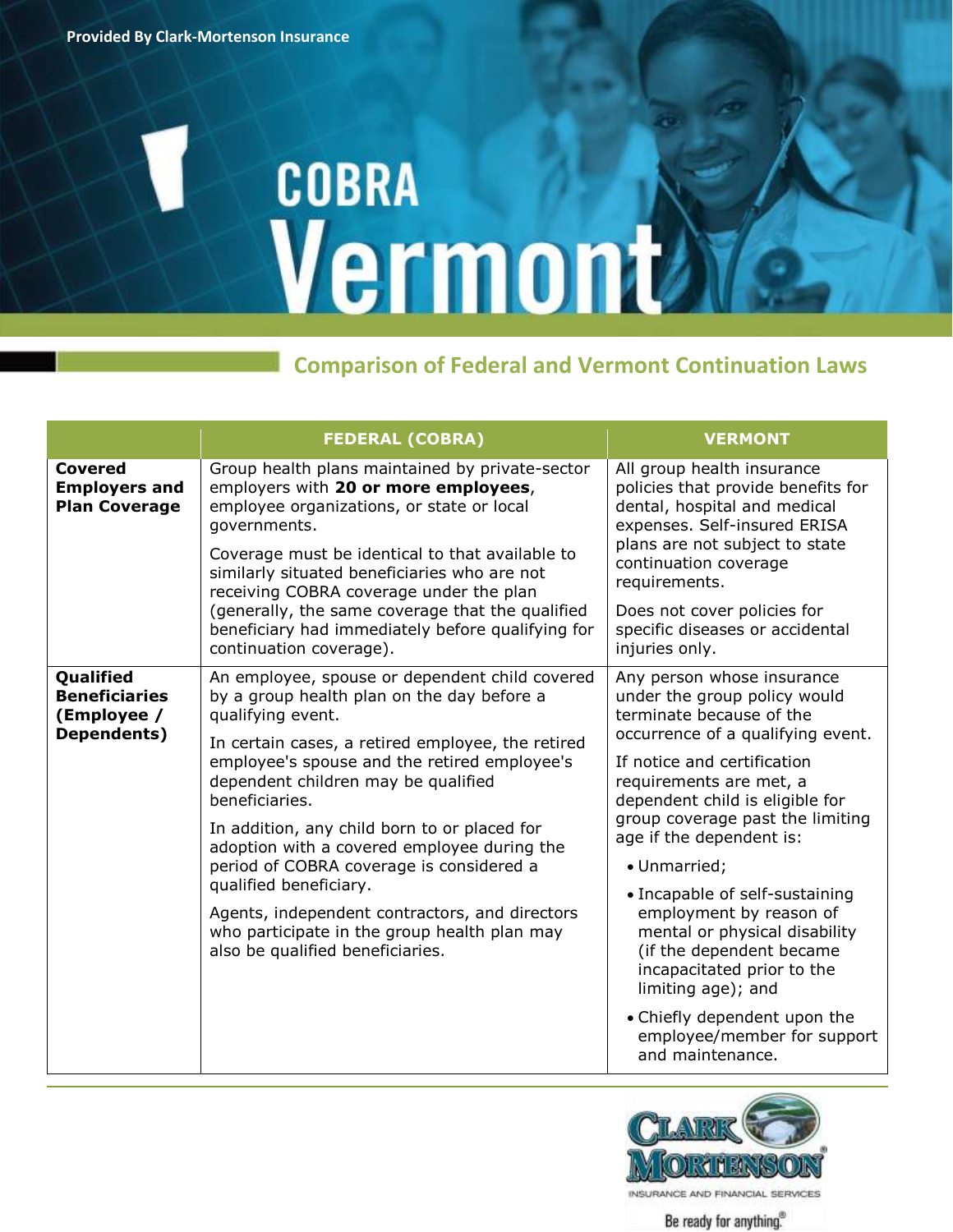Provided By Clark-Mortenson Insurance

# COBRA Vermont

## Comparison of Federal and Vermont Continuation Laws

| | FEDERAL (COBRA) | VERMONT |
|---|---|---|
| **Covered Employers and Plan Coverage** | Group health plans maintained by private-sector employers with **20 or more employees**, employee organizations, or state or local governments.<br><br>Coverage must be identical to that available to similarly situated beneficiaries who are not receiving COBRA coverage under the plan (generally, the same coverage that the qualified beneficiary had immediately before qualifying for continuation coverage). | All group health insurance policies that provide benefits for dental, hospital and medical expenses. Self-insured ERISA plans are not subject to state continuation coverage requirements.<br><br>Does not cover policies for specific diseases or accidental injuries only. |
| **Qualified Beneficiaries (Employee / Dependents)** | An employee, spouse or dependent child covered by a group health plan on the day before a qualifying event.<br><br>In certain cases, a retired employee, the retired employee's spouse and the retired employee's dependent children may be qualified beneficiaries.<br><br>In addition, any child born to or placed for adoption with a covered employee during the period of COBRA coverage is considered a qualified beneficiary.<br><br>Agents, independent contractors, and directors who participate in the group health plan may also be qualified beneficiaries. | Any person whose insurance under the group policy would terminate because of the occurrence of a qualifying event.<br><br>If notice and certification requirements are met, a dependent child is eligible for group coverage past the limiting age if the dependent is:<br>• Unmarried;<br>• Incapable of self-sustaining employment by reason of mental or physical disability (if the dependent became incapacitated prior to the limiting age); and<br>• Chiefly dependent upon the employee/member for support and maintenance. |

Clark Mortenson Insurance and Financial Services

Be ready for anything.®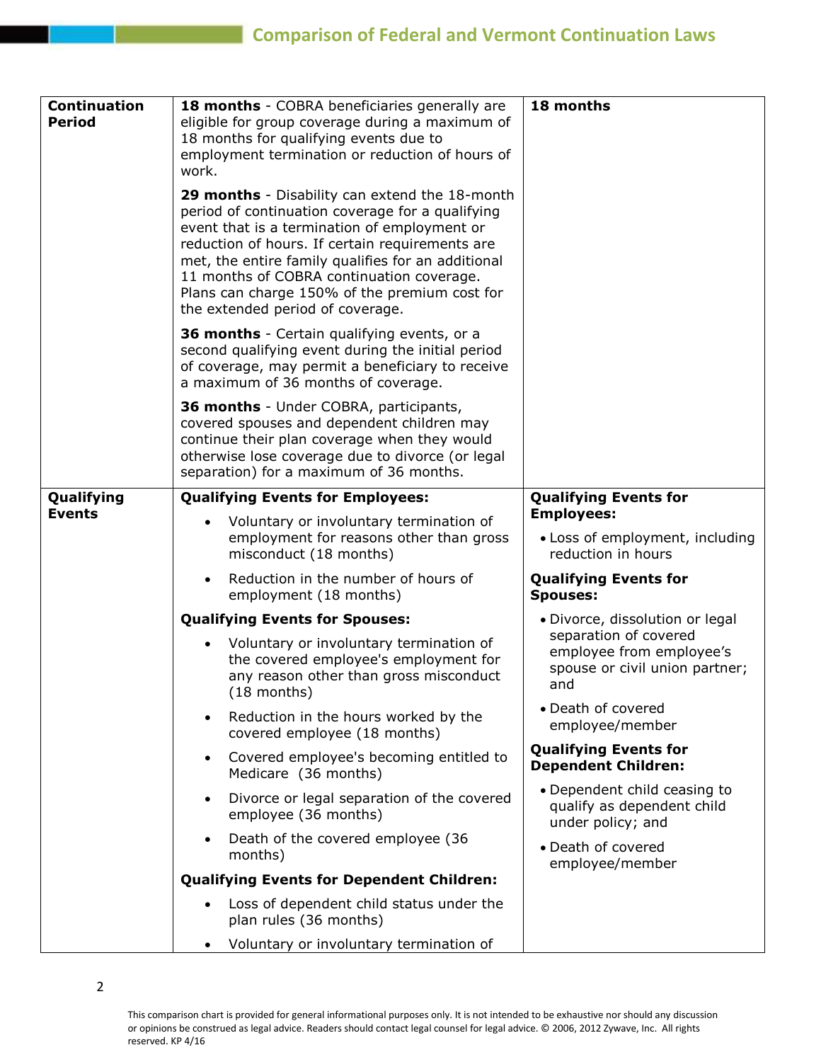| | | |
|---|---|---|
| **Continuation Period** | **18 months** - COBRA beneficiaries generally are eligible for group coverage during a maximum of 18 months for qualifying events due to employment termination or reduction of hours of work.<br><br>**29 months** - Disability can extend the 18-month period of continuation coverage for a qualifying event that is a termination of employment or reduction of hours. If certain requirements are met, the entire family qualifies for an additional 11 months of COBRA continuation coverage. Plans can charge 150% of the premium cost for the extended period of coverage.<br><br>**36 months** - Certain qualifying events, or a second qualifying event during the initial period of coverage, may permit a beneficiary to receive a maximum of 36 months of coverage.<br><br>**36 months** - Under COBRA, participants, covered spouses and dependent children may continue their plan coverage when they would otherwise lose coverage due to divorce (or legal separation) for a maximum of 36 months. | **18 months** |
| **Qualifying Events** | **Qualifying Events for Employees:**<br>• Voluntary or involuntary termination of employment for reasons other than gross misconduct (18 months)<br>• Reduction in the number of hours of employment (18 months)<br><br>**Qualifying Events for Spouses:**<br>• Voluntary or involuntary termination of the covered employee's employment for any reason other than gross misconduct (18 months)<br>• Reduction in the hours worked by the covered employee (18 months)<br>• Covered employee's becoming entitled to Medicare (36 months)<br>• Divorce or legal separation of the covered employee (36 months)<br>• Death of the covered employee (36 months)<br><br>**Qualifying Events for Dependent Children:**<br>• Loss of dependent child status under the plan rules (36 months)<br>• Voluntary or involuntary termination of | **Qualifying Events for Employees:**<br>• Loss of employment, including reduction in hours<br><br>**Qualifying Events for Spouses:**<br>• Divorce, dissolution or legal separation of covered employee from employee's spouse or civil union partner; and<br>• Death of covered employee/member<br><br>**Qualifying Events for Dependent Children:**<br>• Dependent child ceasing to qualify as dependent child under policy; and<br>• Death of covered employee/member |

This comparison chart is provided for general informational purposes only. It is not intended to be exhaustive nor should any discussion or opinions be construed as legal advice. Readers should contact legal counsel for legal advice. © 2006, 2012 Zywave, Inc. All rights reserved. KP 4/16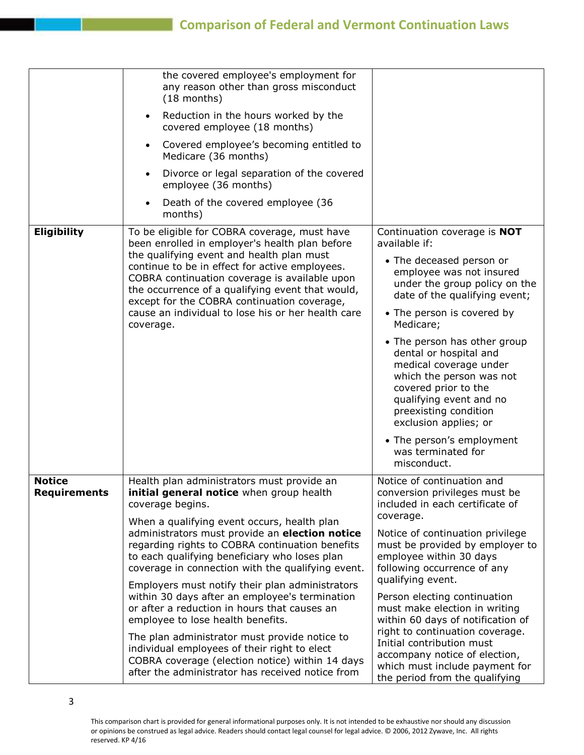| | | |
|---|---|---|
| | the covered employee's employment for any reason other than gross misconduct (18 months)<br>• Reduction in the hours worked by the covered employee (18 months)<br>• Covered employee's becoming entitled to Medicare (36 months)<br>• Divorce or legal separation of the covered employee (36 months)<br>• Death of the covered employee (36 months) | |
| **Eligibility** | To be eligible for COBRA coverage, must have been enrolled in employer's health plan before the qualifying event and health plan must continue to be in effect for active employees. COBRA continuation coverage is available upon the occurrence of a qualifying event that would, except for the COBRA continuation coverage, cause an individual to lose his or her health care coverage. | Continuation coverage is **NOT** available if:<br>• The deceased person or employee was not insured under the group policy on the date of the qualifying event;<br>• The person is covered by Medicare;<br>• The person has other group dental or hospital and medical coverage under which the person was not covered prior to the qualifying event and no preexisting condition exclusion applies; or<br>• The person's employment was terminated for misconduct. |
| **Notice Requirements** | Health plan administrators must provide an **initial general notice** when group health coverage begins.<br><br>When a qualifying event occurs, health plan administrators must provide an **election notice** regarding rights to COBRA continuation benefits to each qualifying beneficiary who loses plan coverage in connection with the qualifying event.<br><br>Employers must notify their plan administrators within 30 days after an employee's termination or after a reduction in hours that causes an employee to lose health benefits.<br><br>The plan administrator must provide notice to individual employees of their right to elect COBRA coverage (election notice) within 14 days after the administrator has received notice from | Notice of continuation and conversion privileges must be included in each certificate of coverage.<br><br>Notice of continuation privilege must be provided by employer to employee within 30 days following occurrence of any qualifying event.<br><br>Person electing continuation must make election in writing within 60 days of notification of right to continuation coverage. Initial contribution must accompany notice of election, which must include payment for the period from the qualifying |

This comparison chart is provided for general informational purposes only. It is not intended to be exhaustive nor should any discussion or opinions be construed as legal advice. Readers should contact legal counsel for legal advice. © 2006, 2012 Zywave, Inc. All rights reserved. KP 4/16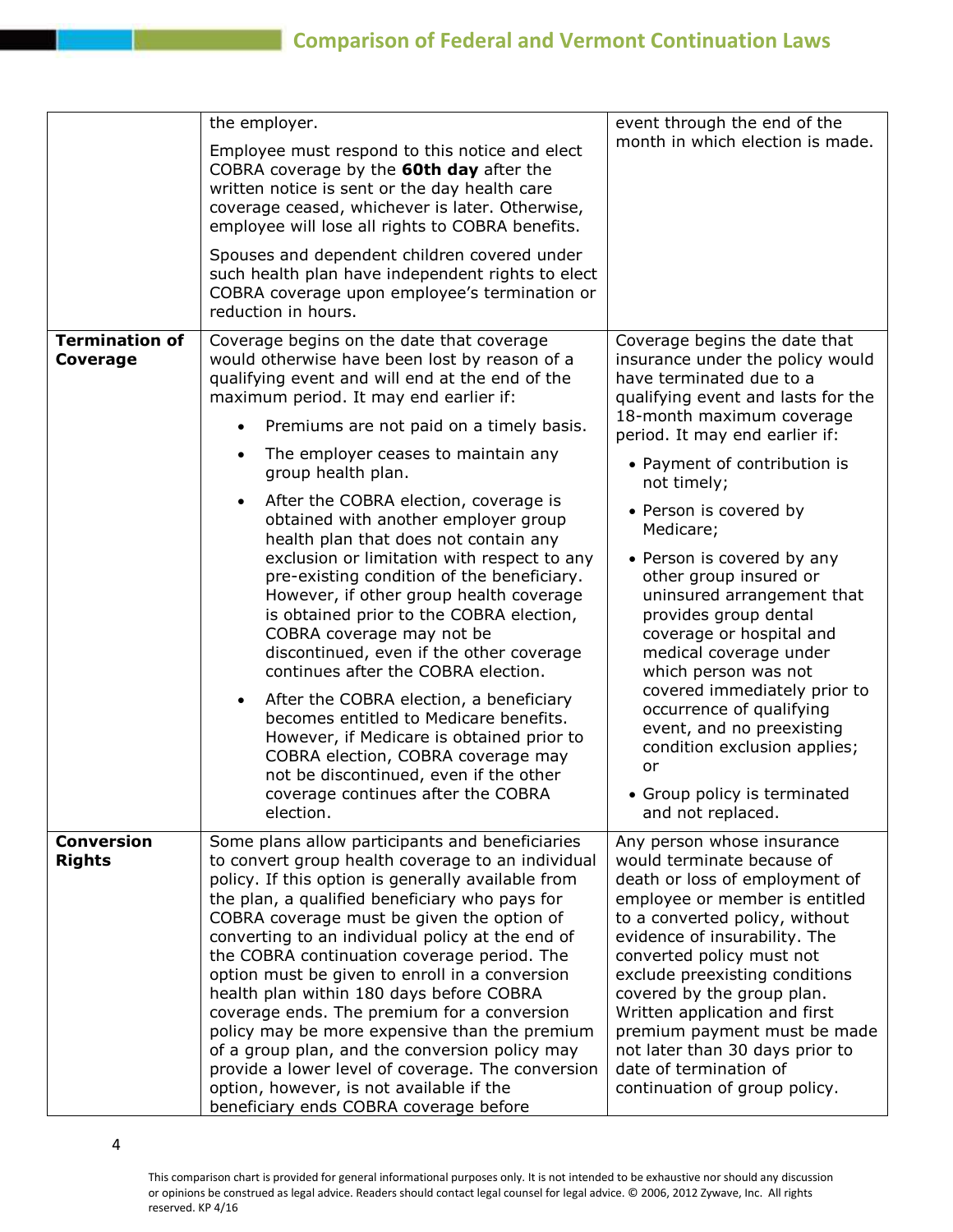| | | |
|---|---|---|
| | the employer.<br><br>Employee must respond to this notice and elect COBRA coverage by the **60th day** after the written notice is sent or the day health care coverage ceased, whichever is later. Otherwise, employee will lose all rights to COBRA benefits.<br><br>Spouses and dependent children covered under such health plan have independent rights to elect COBRA coverage upon employee's termination or reduction in hours. | event through the end of the month in which election is made. |
| **Termination of Coverage** | Coverage begins on the date that coverage would otherwise have been lost by reason of a qualifying event and will end at the end of the maximum period. It may end earlier if:<br><br>• Premiums are not paid on a timely basis.<br>• The employer ceases to maintain any group health plan.<br>• After the COBRA election, coverage is obtained with another employer group health plan that does not contain any exclusion or limitation with respect to any pre-existing condition of the beneficiary. However, if other group health coverage is obtained prior to the COBRA election, COBRA coverage may not be discontinued, even if the other coverage continues after the COBRA election.<br>• After the COBRA election, a beneficiary becomes entitled to Medicare benefits. However, if Medicare is obtained prior to COBRA election, COBRA coverage may not be discontinued, even if the other coverage continues after the COBRA election. | Coverage begins the date that insurance under the policy would have terminated due to a qualifying event and lasts for the 18-month maximum coverage period. It may end earlier if:<br><br>• Payment of contribution is not timely;<br>• Person is covered by Medicare;<br>• Person is covered by any other group insured or uninsured arrangement that provides group dental coverage or hospital and medical coverage under which person was not covered immediately prior to occurrence of qualifying event, and no preexisting condition exclusion applies; or<br>• Group policy is terminated and not replaced. |
| **Conversion Rights** | Some plans allow participants and beneficiaries to convert group health coverage to an individual policy. If this option is generally available from the plan, a qualified beneficiary who pays for COBRA coverage must be given the option of converting to an individual policy at the end of the COBRA continuation coverage period. The option must be given to enroll in a conversion health plan within 180 days before COBRA coverage ends. The premium for a conversion policy may be more expensive than the premium of a group plan, and the conversion policy may provide a lower level of coverage. The conversion option, however, is not available if the beneficiary ends COBRA coverage before | Any person whose insurance would terminate because of death or loss of employment of employee or member is entitled to a converted policy, without evidence of insurability. The converted policy must not exclude preexisting conditions covered by the group plan. Written application and first premium payment must be made not later than 30 days prior to date of termination of continuation of group policy. |

This comparison chart is provided for general informational purposes only. It is not intended to be exhaustive nor should any discussion or opinions be construed as legal advice. Readers should contact legal counsel for legal advice. © 2006, 2012 Zywave, Inc. All rights reserved. KP 4/16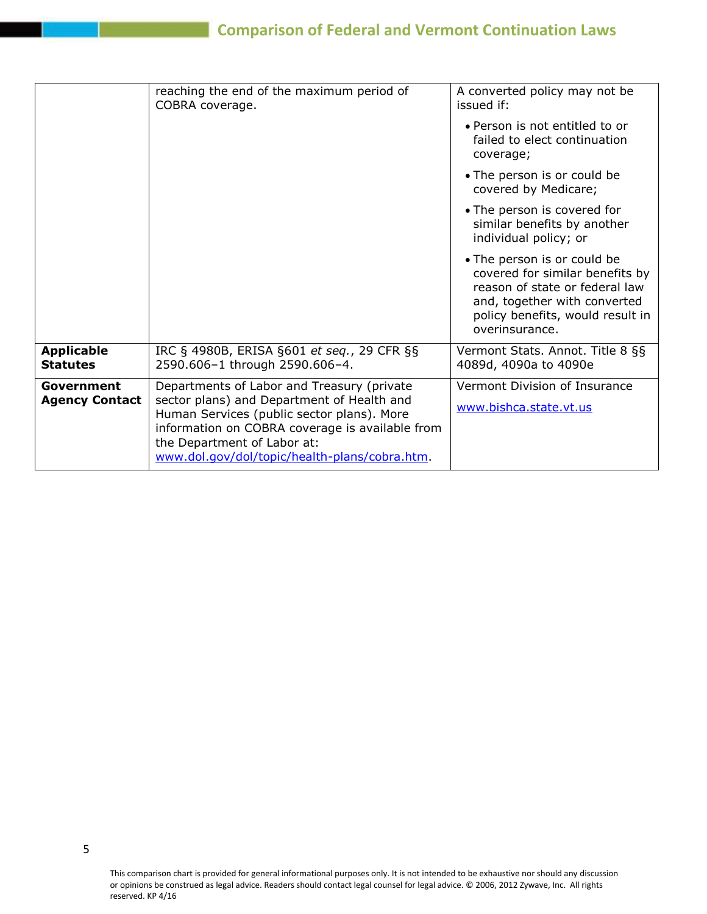| | | |
|---|---|---|
| | reaching the end of the maximum period of COBRA coverage. | A converted policy may not be issued if:<br>• Person is not entitled to or failed to elect continuation coverage;<br>• The person is or could be covered by Medicare;<br>• The person is covered for similar benefits by another individual policy; or<br>• The person is or could be covered for similar benefits by reason of state or federal law and, together with converted policy benefits, would result in overinsurance. |
| **Applicable Statutes** | IRC § 4980B, ERISA §601 *et seq.*, 29 CFR §§ 2590.606–1 through 2590.606–4. | Vermont Stats. Annot. Title 8 §§ 4089d, 4090a to 4090e |
| **Government Agency Contact** | Departments of Labor and Treasury (private sector plans) and Department of Health and Human Services (public sector plans). More information on COBRA coverage is available from the Department of Labor at: www.dol.gov/dol/topic/health-plans/cobra.htm. | Vermont Division of Insurance<br>www.bishca.state.vt.us |

This comparison chart is provided for general informational purposes only. It is not intended to be exhaustive nor should any discussion or opinions be construed as legal advice. Readers should contact legal counsel for legal advice. © 2006, 2012 Zywave, Inc. All rights reserved. KP 4/16